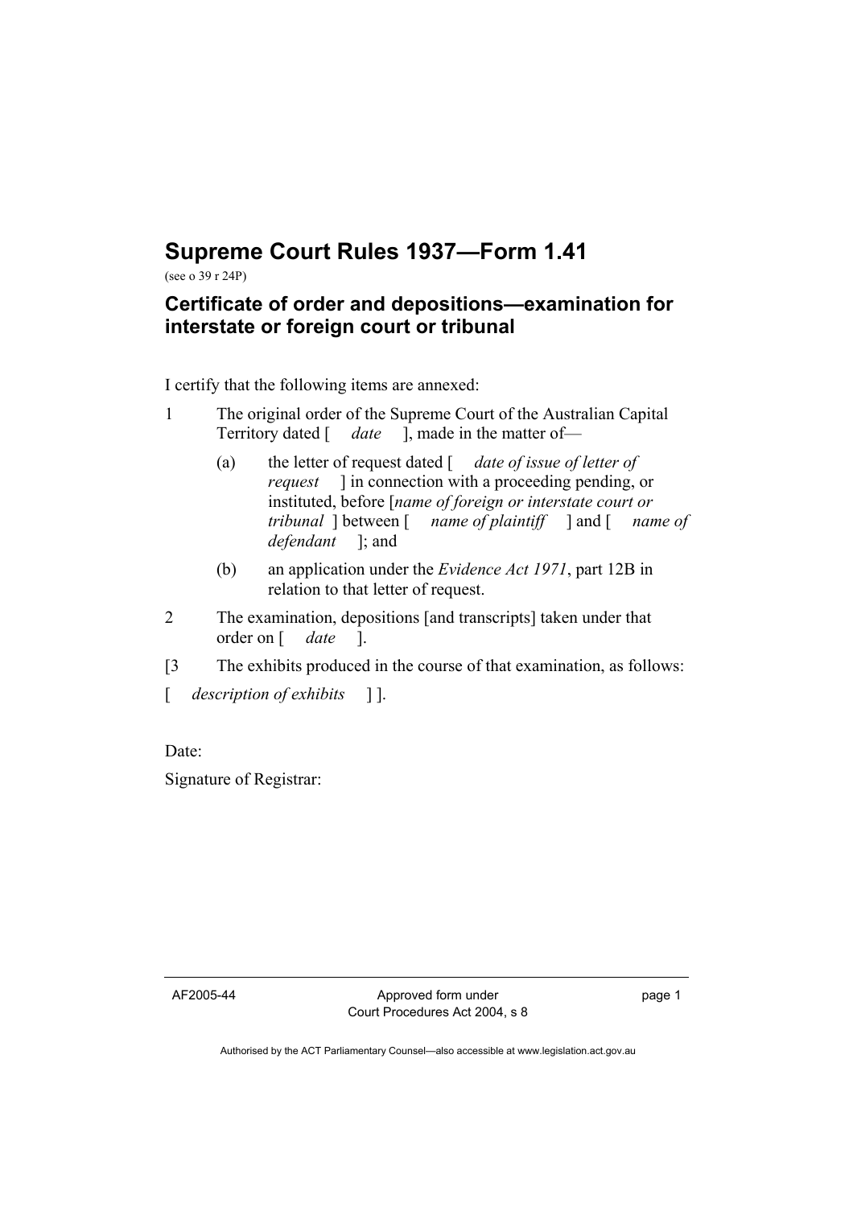# Supreme Court Rules 1937—Form 1.41

(see o 39 r 24P)

## Certificate of order and depositions—examination for interstate or foreign court or tribunal

I certify that the following items are annexed:

1 The original order of the Supreme Court of the Australian Capital Territory dated [ *date* ], made in the matter of—

   (a) the letter of request dated [ *date of issue of letter of request* ] in connection with a proceeding pending, or instituted, before [*name of foreign or interstate court or tribunal* ] between [ *name of plaintiff* ] and [ *name of defendant* ]; and

   (b) an application under the *Evidence Act 1971*, part 12B in relation to that letter of request.

2 The examination, depositions [and transcripts] taken under that order on [ *date* ].

[3 The exhibits produced in the course of that examination, as follows:

[ *description of exhibits* ] ].

Date:

Signature of Registrar:

AF2005-44 Approved form under Court Procedures Act 2004, s 8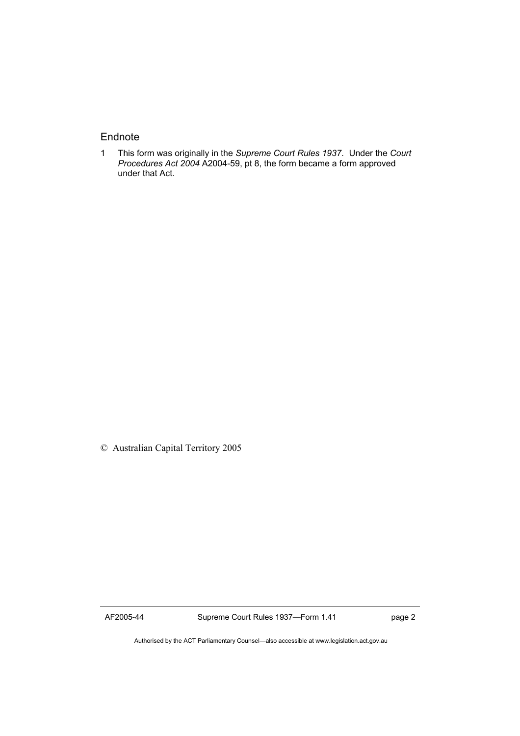## Endnote

1 This form was originally in the *Supreme Court Rules 1937*. Under the *Court Procedures Act 2004* A2004-59, pt 8, the form became a form approved under that Act.

© Australian Capital Territory 2005